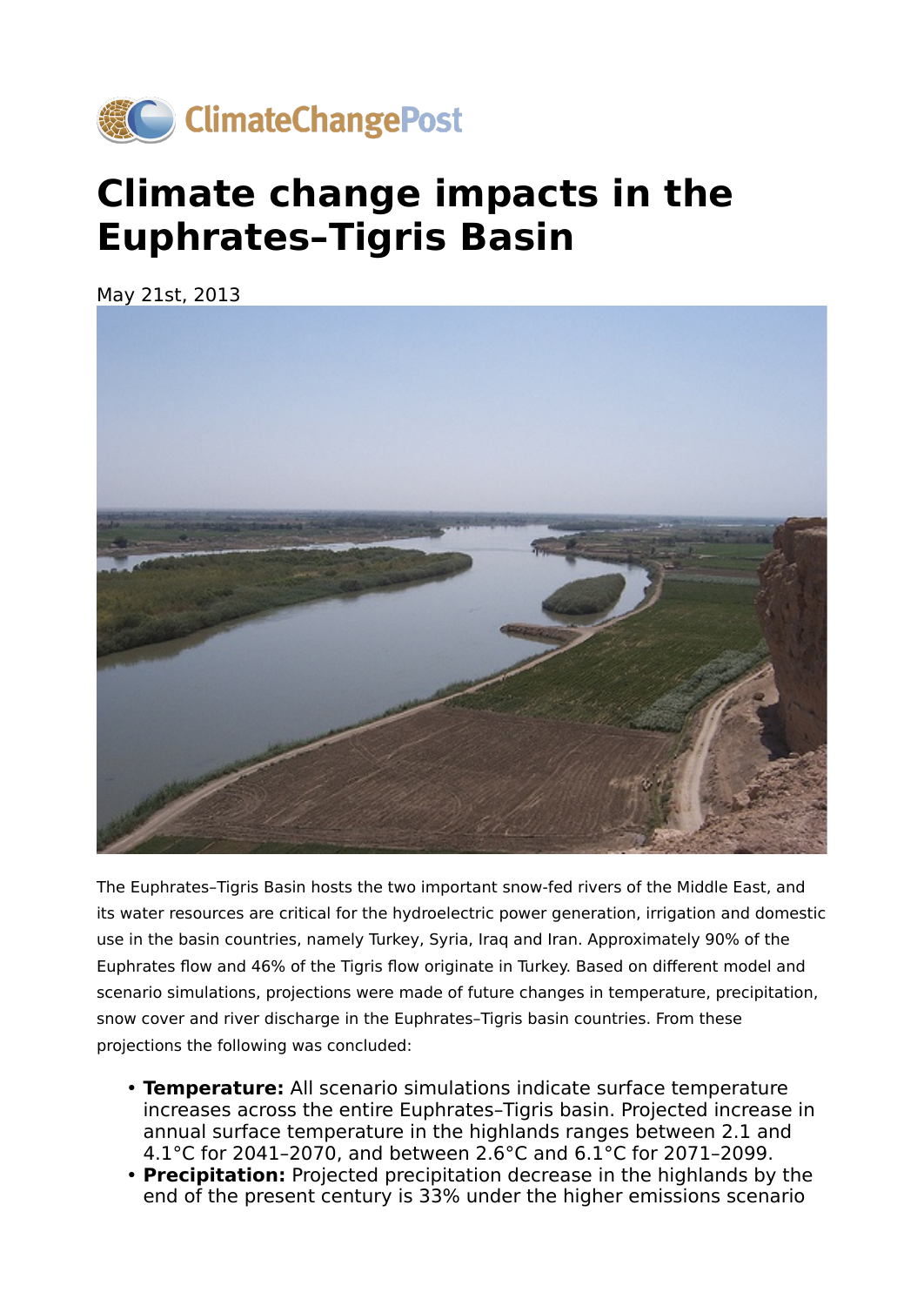# Climate change impacts in the Euphrates–Tigris Basin

May 21st, 2013

The Euphrates–Tigris Basin hosts the two important snow-fed rivers of the Middle East, and its water resources are critical for the hydroelectric power generation, irrigation and domestic use in the basin countries, namely Turkey, Syria, Iraq and Iran. Approximately 90% of the Euphrates flow and 46% of the Tigris flow originate in Turkey. Based on different model and scenario simulations, projections were made of future changes in temperature, precipitation, snow cover and river discharge in the Euphrates–Tigris basin countries. From these projections the following was concluded:

- **Temperature:** All scenario simulations indicate surface temperature increases across the entire Euphrates–Tigris basin. Projected increase in annual surface temperature in the highlands ranges between 2.1 and 4.1°C for 2041–2070, and between 2.6°C and 6.1°C for 2071–2099.
- **Precipitation:** Projected precipitation decrease in the highlands by the end of the present century is 33% under the higher emissions scenario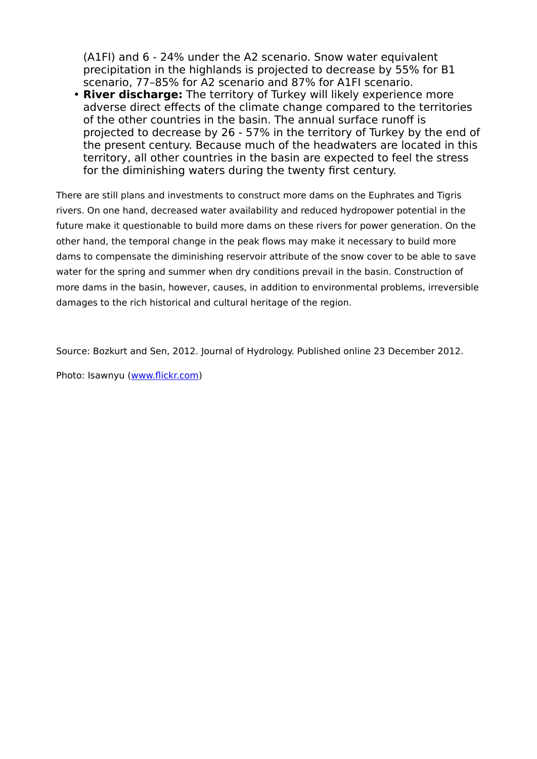(A1FI) and 6 - 24% under the A2 scenario. Snow water equivalent precipitation in the highlands is projected to decrease by 55% for B1 scenario, 77–85% for A2 scenario and 87% for A1FI scenario.
- **River discharge:** The territory of Turkey will likely experience more adverse direct effects of the climate change compared to the territories of the other countries in the basin. The annual surface runoff is projected to decrease by 26 - 57% in the territory of Turkey by the end of the present century. Because much of the headwaters are located in this territory, all other countries in the basin are expected to feel the stress for the diminishing waters during the twenty first century.

There are still plans and investments to construct more dams on the Euphrates and Tigris rivers. On one hand, decreased water availability and reduced hydropower potential in the future make it questionable to build more dams on these rivers for power generation. On the other hand, the temporal change in the peak flows may make it necessary to build more dams to compensate the diminishing reservoir attribute of the snow cover to be able to save water for the spring and summer when dry conditions prevail in the basin. Construction of more dams in the basin, however, causes, in addition to environmental problems, irreversible damages to the rich historical and cultural heritage of the region.

Source: Bozkurt and Sen, 2012. Journal of Hydrology. Published online 23 December 2012.

Photo: Isawnyu ([www.flickr.com](www.flickr.com))